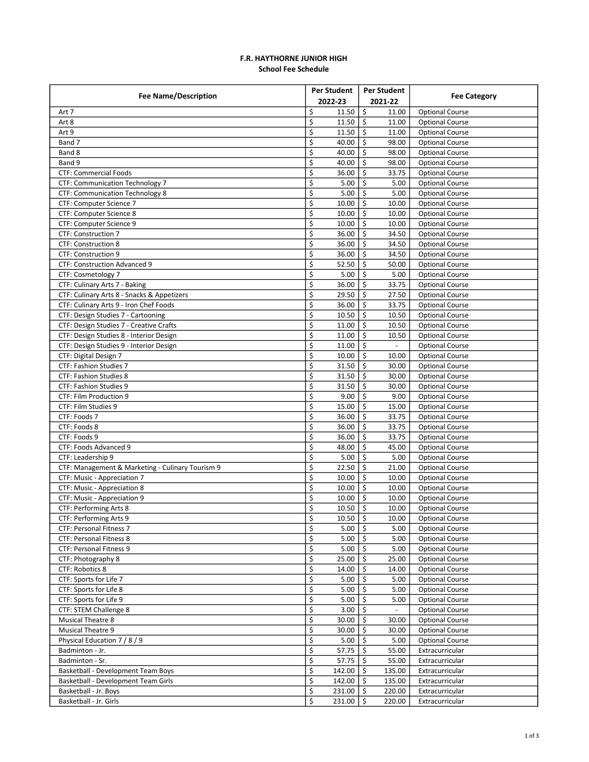**F.R. HAYTHORNE JUNIOR HIGH**
**School Fee Schedule**

| Fee Name/Description | Per Student 2022-23 | Per Student 2021-22 | Fee Category |
|---|---|---|---|
| Art 7 | $ 11.50 | $ 11.00 | Optional Course |
| Art 8 | $ 11.50 | $ 11.00 | Optional Course |
| Art 9 | $ 11.50 | $ 11.00 | Optional Course |
| Band 7 | $ 40.00 | $ 98.00 | Optional Course |
| Band 8 | $ 40.00 | $ 98.00 | Optional Course |
| Band 9 | $ 40.00 | $ 98.00 | Optional Course |
| CTF: Commercial Foods | $ 36.00 | $ 33.75 | Optional Course |
| CTF: Communication Technology 7 | $ 5.00 | $ 5.00 | Optional Course |
| CTF: Communication Technology 8 | $ 5.00 | $ 5.00 | Optional Course |
| CTF: Computer Science 7 | $ 10.00 | $ 10.00 | Optional Course |
| CTF: Computer Science 8 | $ 10.00 | $ 10.00 | Optional Course |
| CTF: Computer Science 9 | $ 10.00 | $ 10.00 | Optional Course |
| CTF: Construction 7 | $ 36.00 | $ 34.50 | Optional Course |
| CTF: Construction 8 | $ 36.00 | $ 34.50 | Optional Course |
| CTF: Construction 9 | $ 36.00 | $ 34.50 | Optional Course |
| CTF: Construction Advanced 9 | $ 52.50 | $ 50.00 | Optional Course |
| CTF: Cosmetology 7 | $ 5.00 | $ 5.00 | Optional Course |
| CTF: Culinary Arts 7 - Baking | $ 36.00 | $ 33.75 | Optional Course |
| CTF: Culinary Arts 8 - Snacks & Appetizers | $ 29.50 | $ 27.50 | Optional Course |
| CTF: Culinary Arts 9 - Iron Chef Foods | $ 36.00 | $ 33.75 | Optional Course |
| CTF: Design Studies 7 - Cartooning | $ 10.50 | $ 10.50 | Optional Course |
| CTF: Design Studies 7 - Creative Crafts | $ 11.00 | $ 10.50 | Optional Course |
| CTF: Design Studies 8 - Interior Design | $ 11.00 | $ 10.50 | Optional Course |
| CTF: Design Studies 9 - Interior Design | $ 11.00 | $ - | Optional Course |
| CTF: Digital Design 7 | $ 10.00 | $ 10.00 | Optional Course |
| CTF: Fashion Studies 7 | $ 31.50 | $ 30.00 | Optional Course |
| CTF: Fashion Studies 8 | $ 31.50 | $ 30.00 | Optional Course |
| CTF: Fashion Studies 9 | $ 31.50 | $ 30.00 | Optional Course |
| CTF: Film Production 9 | $ 9.00 | $ 9.00 | Optional Course |
| CTF: Film Studies 9 | $ 15.00 | $ 15.00 | Optional Course |
| CTF: Foods 7 | $ 36.00 | $ 33.75 | Optional Course |
| CTF: Foods 8 | $ 36.00 | $ 33.75 | Optional Course |
| CTF: Foods 9 | $ 36.00 | $ 33.75 | Optional Course |
| CTF: Foods Advanced 9 | $ 48.00 | $ 45.00 | Optional Course |
| CTF: Leadership 9 | $ 5.00 | $ 5.00 | Optional Course |
| CTF: Management & Marketing - Culinary Tourism 9 | $ 22.50 | $ 21.00 | Optional Course |
| CTF: Music - Appreciation 7 | $ 10.00 | $ 10.00 | Optional Course |
| CTF: Music - Appreciation 8 | $ 10.00 | $ 10.00 | Optional Course |
| CTF: Music - Appreciation 9 | $ 10.00 | $ 10.00 | Optional Course |
| CTF: Performing Arts 8 | $ 10.50 | $ 10.00 | Optional Course |
| CTF: Performing Arts 9 | $ 10.50 | $ 10.00 | Optional Course |
| CTF: Personal Fitness 7 | $ 5.00 | $ 5.00 | Optional Course |
| CTF: Personal Fitness 8 | $ 5.00 | $ 5.00 | Optional Course |
| CTF: Personal Fitness 9 | $ 5.00 | $ 5.00 | Optional Course |
| CTF: Photography 8 | $ 25.00 | $ 25.00 | Optional Course |
| CTF: Robotics 8 | $ 14.00 | $ 14.00 | Optional Course |
| CTF: Sports for Life 7 | $ 5.00 | $ 5.00 | Optional Course |
| CTF: Sports for Life 8 | $ 5.00 | $ 5.00 | Optional Course |
| CTF: Sports for Life 9 | $ 5.00 | $ 5.00 | Optional Course |
| CTF: STEM Challenge 8 | $ 3.00 | $ - | Optional Course |
| Musical Theatre 8 | $ 30.00 | $ 30.00 | Optional Course |
| Musical Theatre 9 | $ 30.00 | $ 30.00 | Optional Course |
| Physical Education 7 / 8 / 9 | $ 5.00 | $ 5.00 | Optional Course |
| Badminton - Jr. | $ 57.75 | $ 55.00 | Extracurricular |
| Badminton - Sr. | $ 57.75 | $ 55.00 | Extracurricular |
| Basketball - Development Team Boys | $ 142.00 | $ 135.00 | Extracurricular |
| Basketball - Development Team Girls | $ 142.00 | $ 135.00 | Extracurricular |
| Basketball - Jr. Boys | $ 231.00 | $ 220.00 | Extracurricular |
| Basketball - Jr. Girls | $ 231.00 | $ 220.00 | Extracurricular |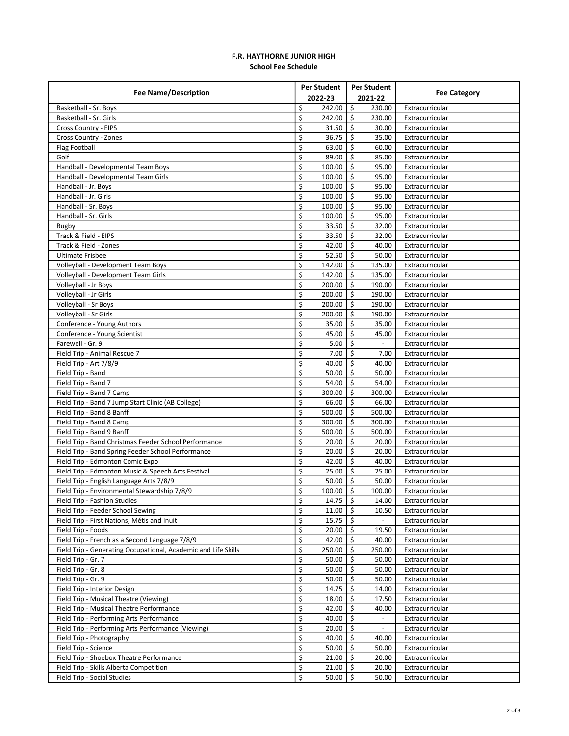**F.R. HAYTHORNE JUNIOR HIGH**
**School Fee Schedule**

| Fee Name/Description | Per Student 2022-23 | Per Student 2021-22 | Fee Category |
|---|---|---|---|
| Basketball - Sr. Boys | $ 242.00 | $ 230.00 | Extracurricular |
| Basketball - Sr. Girls | $ 242.00 | $ 230.00 | Extracurricular |
| Cross Country - EIPS | $ 31.50 | $ 30.00 | Extracurricular |
| Cross Country - Zones | $ 36.75 | $ 35.00 | Extracurricular |
| Flag Football | $ 63.00 | $ 60.00 | Extracurricular |
| Golf | $ 89.00 | $ 85.00 | Extracurricular |
| Handball - Developmental Team Boys | $ 100.00 | $ 95.00 | Extracurricular |
| Handball - Developmental Team Girls | $ 100.00 | $ 95.00 | Extracurricular |
| Handball - Jr. Boys | $ 100.00 | $ 95.00 | Extracurricular |
| Handball - Jr. Girls | $ 100.00 | $ 95.00 | Extracurricular |
| Handball - Sr. Boys | $ 100.00 | $ 95.00 | Extracurricular |
| Handball - Sr. Girls | $ 100.00 | $ 95.00 | Extracurricular |
| Rugby | $ 33.50 | $ 32.00 | Extracurricular |
| Track & Field - EIPS | $ 33.50 | $ 32.00 | Extracurricular |
| Track & Field - Zones | $ 42.00 | $ 40.00 | Extracurricular |
| Ultimate Frisbee | $ 52.50 | $ 50.00 | Extracurricular |
| Volleyball - Development Team Boys | $ 142.00 | $ 135.00 | Extracurricular |
| Volleyball - Development Team Girls | $ 142.00 | $ 135.00 | Extracurricular |
| Volleyball - Jr Boys | $ 200.00 | $ 190.00 | Extracurricular |
| Volleyball - Jr Girls | $ 200.00 | $ 190.00 | Extracurricular |
| Volleyball - Sr Boys | $ 200.00 | $ 190.00 | Extracurricular |
| Volleyball - Sr Girls | $ 200.00 | $ 190.00 | Extracurricular |
| Conference - Young Authors | $ 35.00 | $ 35.00 | Extracurricular |
| Conference - Young Scientist | $ 45.00 | $ 45.00 | Extracurricular |
| Farewell - Gr. 9 | $ 5.00 | $ - | Extracurricular |
| Field Trip - Animal Rescue 7 | $ 7.00 | $ 7.00 | Extracurricular |
| Field Trip - Art 7/8/9 | $ 40.00 | $ 40.00 | Extracurricular |
| Field Trip - Band | $ 50.00 | $ 50.00 | Extracurricular |
| Field Trip - Band 7 | $ 54.00 | $ 54.00 | Extracurricular |
| Field Trip - Band 7 Camp | $ 300.00 | $ 300.00 | Extracurricular |
| Field Trip - Band 7 Jump Start Clinic (AB College) | $ 66.00 | $ 66.00 | Extracurricular |
| Field Trip - Band 8 Banff | $ 500.00 | $ 500.00 | Extracurricular |
| Field Trip - Band 8 Camp | $ 300.00 | $ 300.00 | Extracurricular |
| Field Trip - Band 9 Banff | $ 500.00 | $ 500.00 | Extracurricular |
| Field Trip - Band Christmas Feeder School Performance | $ 20.00 | $ 20.00 | Extracurricular |
| Field Trip - Band Spring Feeder School Performance | $ 20.00 | $ 20.00 | Extracurricular |
| Field Trip - Edmonton Comic Expo | $ 42.00 | $ 40.00 | Extracurricular |
| Field Trip - Edmonton Music & Speech Arts Festival | $ 25.00 | $ 25.00 | Extracurricular |
| Field Trip - English Language Arts 7/8/9 | $ 50.00 | $ 50.00 | Extracurricular |
| Field Trip - Environmental Stewardship 7/8/9 | $ 100.00 | $ 100.00 | Extracurricular |
| Field Trip - Fashion Studies | $ 14.75 | $ 14.00 | Extracurricular |
| Field Trip - Feeder School Sewing | $ 11.00 | $ 10.50 | Extracurricular |
| Field Trip - First Nations, Métis and Inuit | $ 15.75 | $ - | Extracurricular |
| Field Trip - Foods | $ 20.00 | $ 19.50 | Extracurricular |
| Field Trip - French as a Second Language 7/8/9 | $ 42.00 | $ 40.00 | Extracurricular |
| Field Trip - Generating Occupational, Academic and Life Skills | $ 250.00 | $ 250.00 | Extracurricular |
| Field Trip - Gr. 7 | $ 50.00 | $ 50.00 | Extracurricular |
| Field Trip - Gr. 8 | $ 50.00 | $ 50.00 | Extracurricular |
| Field Trip - Gr. 9 | $ 50.00 | $ 50.00 | Extracurricular |
| Field Trip - Interior Design | $ 14.75 | $ 14.00 | Extracurricular |
| Field Trip - Musical Theatre (Viewing) | $ 18.00 | $ 17.50 | Extracurricular |
| Field Trip - Musical Theatre Performance | $ 42.00 | $ 40.00 | Extracurricular |
| Field Trip - Performing Arts Performance | $ 40.00 | $ - | Extracurricular |
| Field Trip - Performing Arts Performance (Viewing) | $ 20.00 | $ - | Extracurricular |
| Field Trip - Photography | $ 40.00 | $ 40.00 | Extracurricular |
| Field Trip - Science | $ 50.00 | $ 50.00 | Extracurricular |
| Field Trip - Shoebox Theatre Performance | $ 21.00 | $ 20.00 | Extracurricular |
| Field Trip - Skills Alberta Competition | $ 21.00 | $ 20.00 | Extracurricular |
| Field Trip - Social Studies | $ 50.00 | $ 50.00 | Extracurricular |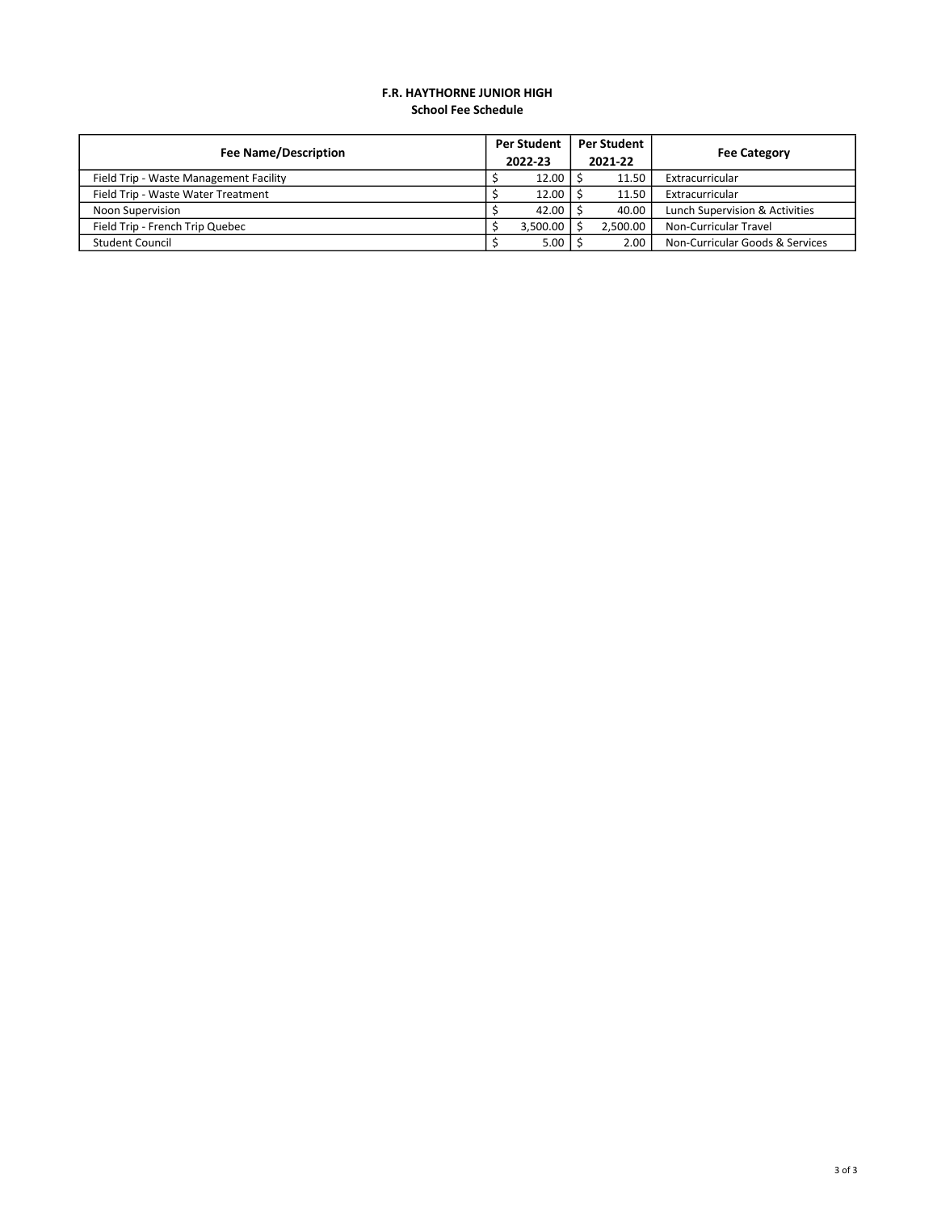**F.R. HAYTHORNE JUNIOR HIGH**
**School Fee Schedule**

| Fee Name/Description | Per Student 2022-23 | Per Student 2021-22 | Fee Category |
|---|---|---|---|
| Field Trip - Waste Management Facility | $ 12.00 | $ 11.50 | Extracurricular |
| Field Trip - Waste Water Treatment | $ 12.00 | $ 11.50 | Extracurricular |
| Noon Supervision | $ 42.00 | $ 40.00 | Lunch Supervision & Activities |
| Field Trip - French Trip Quebec | $ 3,500.00 | $ 2,500.00 | Non-Curricular Travel |
| Student Council | $ 5.00 | $ 2.00 | Non-Curricular Goods & Services |